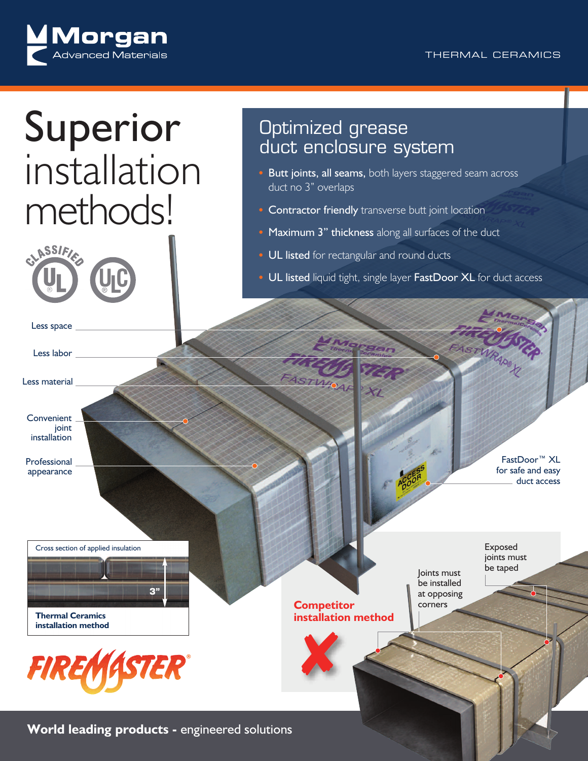Morgan Advanced Materials

THERMAL CERAMICS

# Superior installation methods!

## Optimized grease duct enclosure system

- **Butt joints, all seams,** both layers staggered seam across duct no 3" overlaps
- **Contractor friendly** transverse butt joint location
- **Maximum 3" thickness** along all surfaces of the duct
- **UL listed** for rectangular and round ducts
- **UL listed** liquid tight, single layer **FastDoor XL** for duct access

Less space

Less labor

Less material

Convenient joint installation

Professional appearance

FastDoor™ XL for safe and easy duct access

Cross section of applied insulation

3"

**Thermal Ceramics installation method**

FIREMASTER®

**Competitor installation method**

Joints must be installed at opposing corners

Exposed joints must be taped

**World leading products -** engineered solutions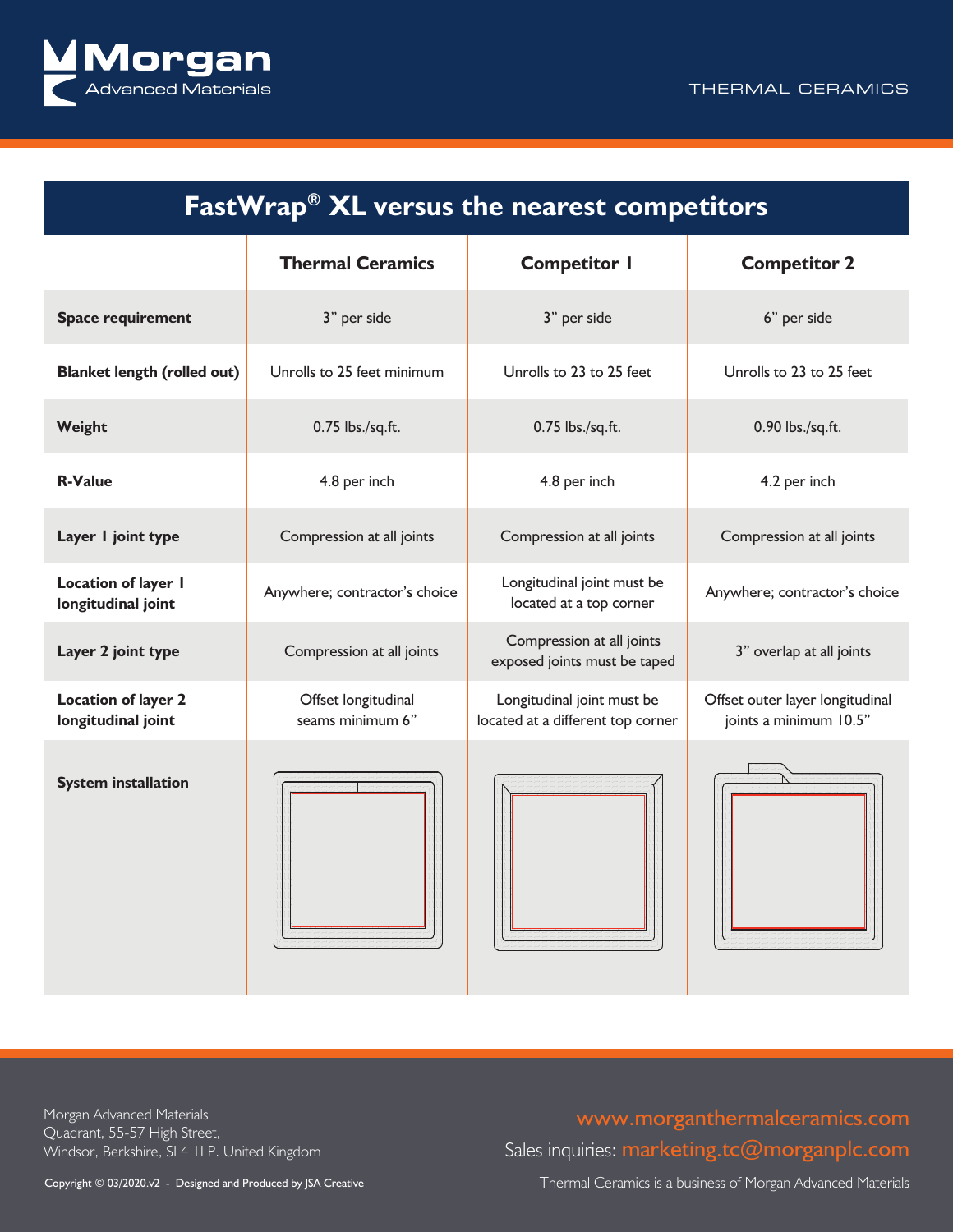# FastWrap® XL versus the nearest competitors

| | Thermal Ceramics | Competitor 1 | Competitor 2 |
|---|---|---|---|
| **Space requirement** | 3" per side | 3" per side | 6" per side |
| **Blanket length (rolled out)** | Unrolls to 25 feet minimum | Unrolls to 23 to 25 feet | Unrolls to 23 to 25 feet |
| **Weight** | 0.75 lbs./sq.ft. | 0.75 lbs./sq.ft. | 0.90 lbs./sq.ft. |
| **R-Value** | 4.8 per inch | 4.8 per inch | 4.2 per inch |
| **Layer 1 joint type** | Compression at all joints | Compression at all joints | Compression at all joints |
| **Location of layer 1 longitudinal joint** | Anywhere; contractor's choice | Longitudinal joint must be located at a top corner | Anywhere; contractor's choice |
| **Layer 2 joint type** | Compression at all joints | Compression at all joints exposed joints must be taped | 3" overlap at all joints |
| **Location of layer 2 longitudinal joint** | Offset longitudinal seams minimum 6" | Longitudinal joint must be located at a different top corner | Offset outer layer longitudinal joints a minimum 10.5" |
| **System installation** | | | |

Morgan Advanced Materials
Quadrant, 55-57 High Street,
Windsor, Berkshire, SL4 1LP. United Kingdom

www.morganthermalceramics.com
Sales inquiries: marketing.tc@morganplc.com

Copyright © 03/2020.v2 - Designed and Produced by JSA Creative

Thermal Ceramics is a business of Morgan Advanced Materials